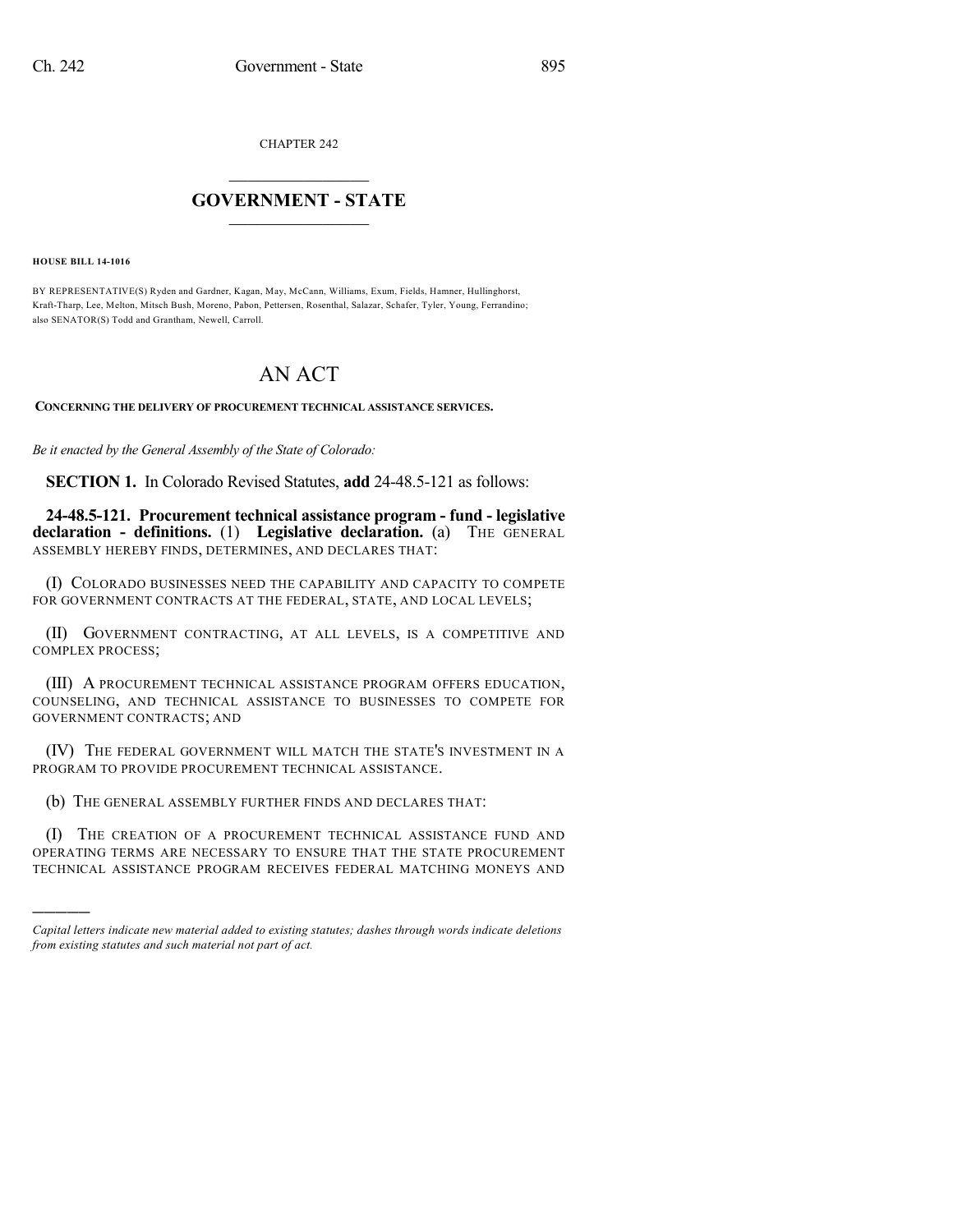CHAPTER 242

# GOVERNMENT - STATE

**HOUSE BILL 14-1016**

BY REPRESENTATIVE(S) Ryden and Gardner, Kagan, May, McCann, Williams, Exum, Fields, Hamner, Hullinghorst, Kraft-Tharp, Lee, Melton, Mitsch Bush, Moreno, Pabon, Pettersen, Rosenthal, Salazar, Schafer, Tyler, Young, Ferrandino; also SENATOR(S) Todd and Grantham, Newell, Carroll.

# AN ACT

**CONCERNING THE DELIVERY OF PROCUREMENT TECHNICAL ASSISTANCE SERVICES.**

*Be it enacted by the General Assembly of the State of Colorado:*

**SECTION 1.** In Colorado Revised Statutes, **add** 24-48.5-121 as follows:

**24-48.5-121. Procurement technical assistance program - fund - legislative declaration - definitions.** (1) **Legislative declaration.** (a) THE GENERAL ASSEMBLY HEREBY FINDS, DETERMINES, AND DECLARES THAT:

(I) COLORADO BUSINESSES NEED THE CAPABILITY AND CAPACITY TO COMPETE FOR GOVERNMENT CONTRACTS AT THE FEDERAL, STATE, AND LOCAL LEVELS;

(II) GOVERNMENT CONTRACTING, AT ALL LEVELS, IS A COMPETITIVE AND COMPLEX PROCESS;

(III) A PROCUREMENT TECHNICAL ASSISTANCE PROGRAM OFFERS EDUCATION, COUNSELING, AND TECHNICAL ASSISTANCE TO BUSINESSES TO COMPETE FOR GOVERNMENT CONTRACTS; AND

(IV) THE FEDERAL GOVERNMENT WILL MATCH THE STATE'S INVESTMENT IN A PROGRAM TO PROVIDE PROCUREMENT TECHNICAL ASSISTANCE.

(b) THE GENERAL ASSEMBLY FURTHER FINDS AND DECLARES THAT:

(I) THE CREATION OF A PROCUREMENT TECHNICAL ASSISTANCE FUND AND OPERATING TERMS ARE NECESSARY TO ENSURE THAT THE STATE PROCUREMENT TECHNICAL ASSISTANCE PROGRAM RECEIVES FEDERAL MATCHING MONEYS AND

---

*Capital letters indicate new material added to existing statutes; dashes through words indicate deletions from existing statutes and such material not part of act.*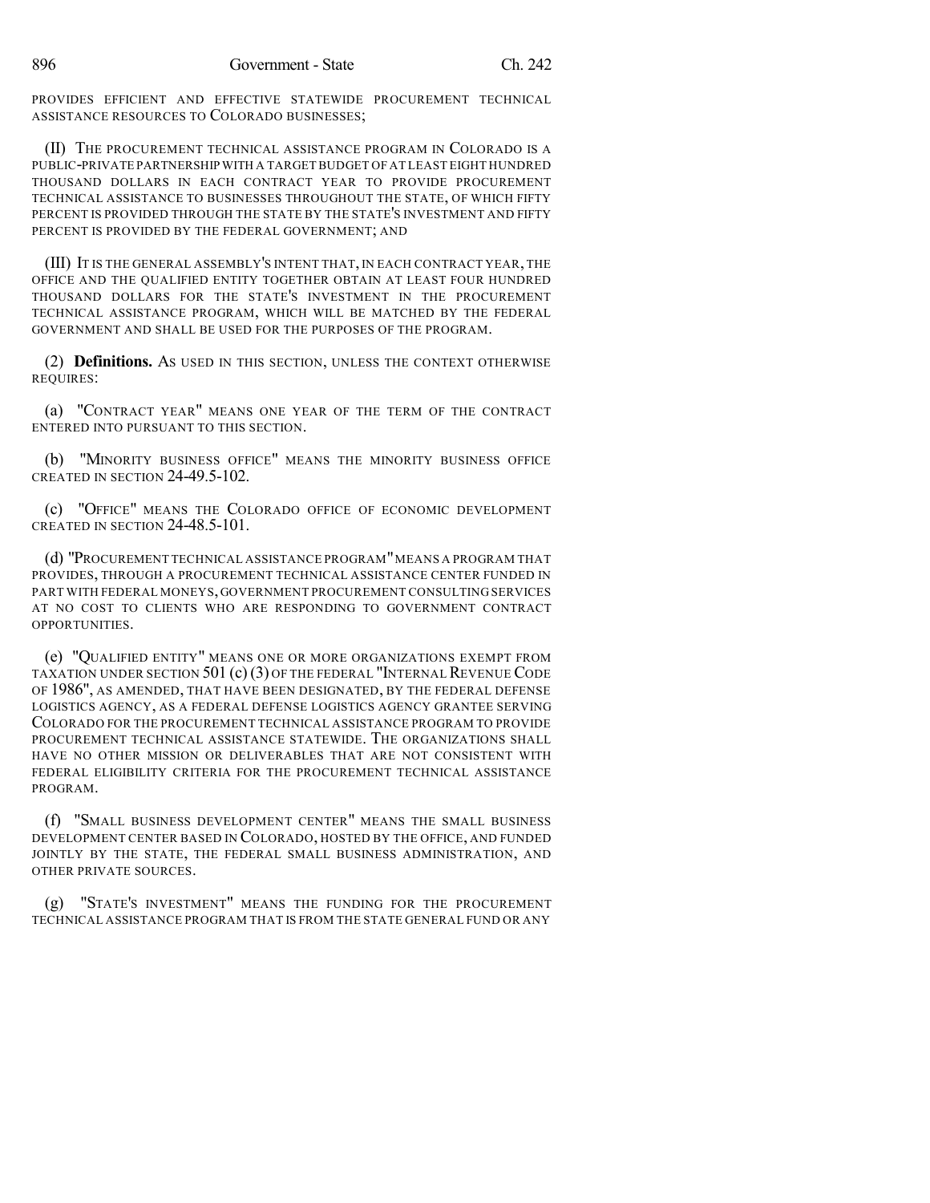PROVIDES EFFICIENT AND EFFECTIVE STATEWIDE PROCUREMENT TECHNICAL ASSISTANCE RESOURCES TO COLORADO BUSINESSES;

(II) THE PROCUREMENT TECHNICAL ASSISTANCE PROGRAM IN COLORADO IS A PUBLIC-PRIVATE PARTNERSHIP WITH A TARGET BUDGET OF AT LEAST EIGHT HUNDRED THOUSAND DOLLARS IN EACH CONTRACT YEAR TO PROVIDE PROCUREMENT TECHNICAL ASSISTANCE TO BUSINESSES THROUGHOUT THE STATE, OF WHICH FIFTY PERCENT IS PROVIDED THROUGH THE STATE BY THE STATE'S INVESTMENT AND FIFTY PERCENT IS PROVIDED BY THE FEDERAL GOVERNMENT; AND

(III) IT IS THE GENERAL ASSEMBLY'S INTENT THAT, IN EACH CONTRACT YEAR, THE OFFICE AND THE QUALIFIED ENTITY TOGETHER OBTAIN AT LEAST FOUR HUNDRED THOUSAND DOLLARS FOR THE STATE'S INVESTMENT IN THE PROCUREMENT TECHNICAL ASSISTANCE PROGRAM, WHICH WILL BE MATCHED BY THE FEDERAL GOVERNMENT AND SHALL BE USED FOR THE PURPOSES OF THE PROGRAM.

(2) **Definitions.** AS USED IN THIS SECTION, UNLESS THE CONTEXT OTHERWISE REQUIRES:

(a) "CONTRACT YEAR" MEANS ONE YEAR OF THE TERM OF THE CONTRACT ENTERED INTO PURSUANT TO THIS SECTION.

(b) "MINORITY BUSINESS OFFICE" MEANS THE MINORITY BUSINESS OFFICE CREATED IN SECTION 24-49.5-102.

(c) "OFFICE" MEANS THE COLORADO OFFICE OF ECONOMIC DEVELOPMENT CREATED IN SECTION 24-48.5-101.

(d) "PROCUREMENT TECHNICAL ASSISTANCE PROGRAM" MEANS A PROGRAM THAT PROVIDES, THROUGH A PROCUREMENT TECHNICAL ASSISTANCE CENTER FUNDED IN PART WITH FEDERAL MONEYS, GOVERNMENT PROCUREMENT CONSULTING SERVICES AT NO COST TO CLIENTS WHO ARE RESPONDING TO GOVERNMENT CONTRACT OPPORTUNITIES.

(e) "QUALIFIED ENTITY" MEANS ONE OR MORE ORGANIZATIONS EXEMPT FROM TAXATION UNDER SECTION 501 (c) (3) OF THE FEDERAL "INTERNAL REVENUE CODE OF 1986", AS AMENDED, THAT HAVE BEEN DESIGNATED, BY THE FEDERAL DEFENSE LOGISTICS AGENCY, AS A FEDERAL DEFENSE LOGISTICS AGENCY GRANTEE SERVING COLORADO FOR THE PROCUREMENT TECHNICAL ASSISTANCE PROGRAM TO PROVIDE PROCUREMENT TECHNICAL ASSISTANCE STATEWIDE. THE ORGANIZATIONS SHALL HAVE NO OTHER MISSION OR DELIVERABLES THAT ARE NOT CONSISTENT WITH FEDERAL ELIGIBILITY CRITERIA FOR THE PROCUREMENT TECHNICAL ASSISTANCE PROGRAM.

(f) "SMALL BUSINESS DEVELOPMENT CENTER" MEANS THE SMALL BUSINESS DEVELOPMENT CENTER BASED IN COLORADO, HOSTED BY THE OFFICE, AND FUNDED JOINTLY BY THE STATE, THE FEDERAL SMALL BUSINESS ADMINISTRATION, AND OTHER PRIVATE SOURCES.

(g) "STATE'S INVESTMENT" MEANS THE FUNDING FOR THE PROCUREMENT TECHNICAL ASSISTANCE PROGRAM THAT IS FROM THE STATE GENERAL FUND OR ANY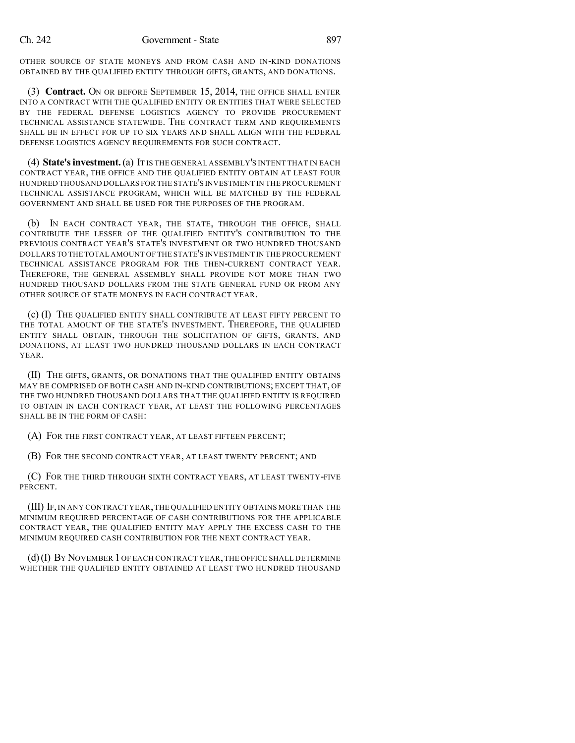OTHER SOURCE OF STATE MONEYS AND FROM CASH AND IN-KIND DONATIONS OBTAINED BY THE QUALIFIED ENTITY THROUGH GIFTS, GRANTS, AND DONATIONS.

(3) **Contract.** ON OR BEFORE SEPTEMBER 15, 2014, THE OFFICE SHALL ENTER INTO A CONTRACT WITH THE QUALIFIED ENTITY OR ENTITIES THAT WERE SELECTED BY THE FEDERAL DEFENSE LOGISTICS AGENCY TO PROVIDE PROCUREMENT TECHNICAL ASSISTANCE STATEWIDE. THE CONTRACT TERM AND REQUIREMENTS SHALL BE IN EFFECT FOR UP TO SIX YEARS AND SHALL ALIGN WITH THE FEDERAL DEFENSE LOGISTICS AGENCY REQUIREMENTS FOR SUCH CONTRACT.

(4) **State's investment.** (a) IT IS THE GENERAL ASSEMBLY'S INTENT THAT IN EACH CONTRACT YEAR, THE OFFICE AND THE QUALIFIED ENTITY OBTAIN AT LEAST FOUR HUNDRED THOUSAND DOLLARS FOR THE STATE'S INVESTMENT IN THE PROCUREMENT TECHNICAL ASSISTANCE PROGRAM, WHICH WILL BE MATCHED BY THE FEDERAL GOVERNMENT AND SHALL BE USED FOR THE PURPOSES OF THE PROGRAM.

(b) IN EACH CONTRACT YEAR, THE STATE, THROUGH THE OFFICE, SHALL CONTRIBUTE THE LESSER OF THE QUALIFIED ENTITY'S CONTRIBUTION TO THE PREVIOUS CONTRACT YEAR'S STATE'S INVESTMENT OR TWO HUNDRED THOUSAND DOLLARS TO THE TOTAL AMOUNT OF THE STATE'S INVESTMENT IN THE PROCUREMENT TECHNICAL ASSISTANCE PROGRAM FOR THE THEN-CURRENT CONTRACT YEAR. THEREFORE, THE GENERAL ASSEMBLY SHALL PROVIDE NOT MORE THAN TWO HUNDRED THOUSAND DOLLARS FROM THE STATE GENERAL FUND OR FROM ANY OTHER SOURCE OF STATE MONEYS IN EACH CONTRACT YEAR.

(c) (I) THE QUALIFIED ENTITY SHALL CONTRIBUTE AT LEAST FIFTY PERCENT TO THE TOTAL AMOUNT OF THE STATE'S INVESTMENT. THEREFORE, THE QUALIFIED ENTITY SHALL OBTAIN, THROUGH THE SOLICITATION OF GIFTS, GRANTS, AND DONATIONS, AT LEAST TWO HUNDRED THOUSAND DOLLARS IN EACH CONTRACT YEAR.

(II) THE GIFTS, GRANTS, OR DONATIONS THAT THE QUALIFIED ENTITY OBTAINS MAY BE COMPRISED OF BOTH CASH AND IN-KIND CONTRIBUTIONS; EXCEPT THAT, OF THE TWO HUNDRED THOUSAND DOLLARS THAT THE QUALIFIED ENTITY IS REQUIRED TO OBTAIN IN EACH CONTRACT YEAR, AT LEAST THE FOLLOWING PERCENTAGES SHALL BE IN THE FORM OF CASH:

(A) FOR THE FIRST CONTRACT YEAR, AT LEAST FIFTEEN PERCENT;

(B) FOR THE SECOND CONTRACT YEAR, AT LEAST TWENTY PERCENT; AND

(C) FOR THE THIRD THROUGH SIXTH CONTRACT YEARS, AT LEAST TWENTY-FIVE PERCENT.

(III) IF, IN ANY CONTRACT YEAR, THE QUALIFIED ENTITY OBTAINS MORE THAN THE MINIMUM REQUIRED PERCENTAGE OF CASH CONTRIBUTIONS FOR THE APPLICABLE CONTRACT YEAR, THE QUALIFIED ENTITY MAY APPLY THE EXCESS CASH TO THE MINIMUM REQUIRED CASH CONTRIBUTION FOR THE NEXT CONTRACT YEAR.

(d) (I) BY NOVEMBER 1 OF EACH CONTRACT YEAR, THE OFFICE SHALL DETERMINE WHETHER THE QUALIFIED ENTITY OBTAINED AT LEAST TWO HUNDRED THOUSAND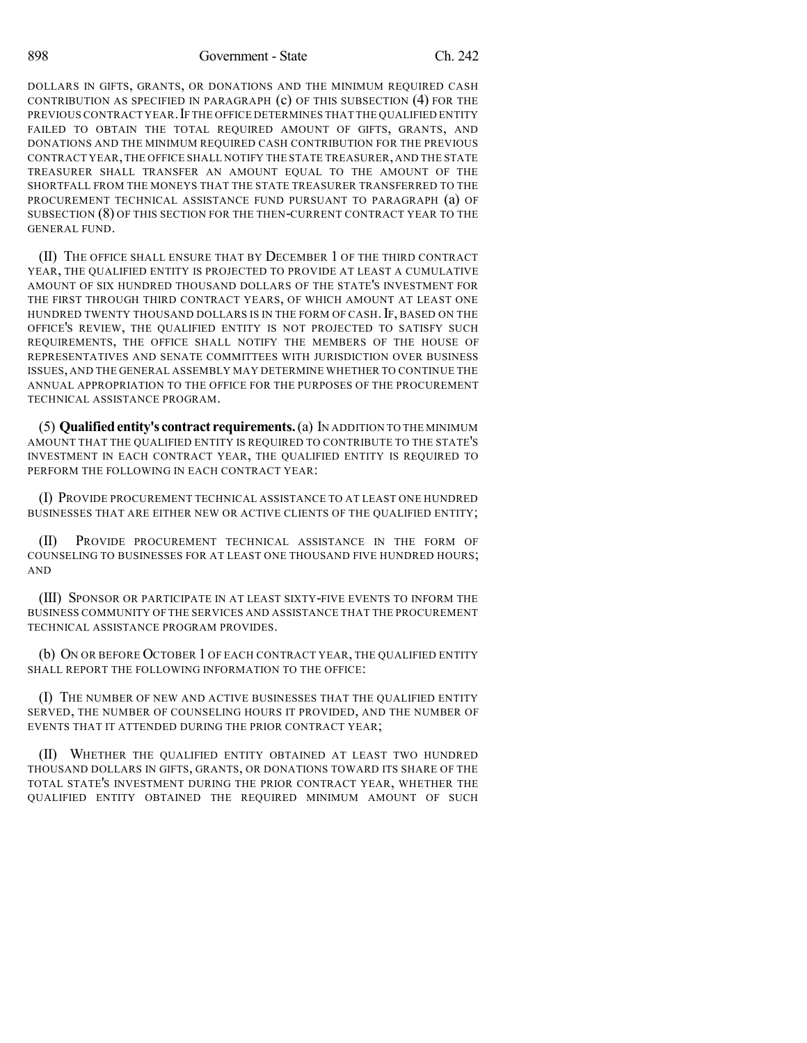DOLLARS IN GIFTS, GRANTS, OR DONATIONS AND THE MINIMUM REQUIRED CASH CONTRIBUTION AS SPECIFIED IN PARAGRAPH (c) OF THIS SUBSECTION (4) FOR THE PREVIOUS CONTRACT YEAR. IF THE OFFICE DETERMINES THAT THE QUALIFIED ENTITY FAILED TO OBTAIN THE TOTAL REQUIRED AMOUNT OF GIFTS, GRANTS, AND DONATIONS AND THE MINIMUM REQUIRED CASH CONTRIBUTION FOR THE PREVIOUS CONTRACT YEAR, THE OFFICE SHALL NOTIFY THE STATE TREASURER, AND THE STATE TREASURER SHALL TRANSFER AN AMOUNT EQUAL TO THE AMOUNT OF THE SHORTFALL FROM THE MONEYS THAT THE STATE TREASURER TRANSFERRED TO THE PROCUREMENT TECHNICAL ASSISTANCE FUND PURSUANT TO PARAGRAPH (a) OF SUBSECTION (8) OF THIS SECTION FOR THE THEN-CURRENT CONTRACT YEAR TO THE GENERAL FUND.

(II) THE OFFICE SHALL ENSURE THAT BY DECEMBER 1 OF THE THIRD CONTRACT YEAR, THE QUALIFIED ENTITY IS PROJECTED TO PROVIDE AT LEAST A CUMULATIVE AMOUNT OF SIX HUNDRED THOUSAND DOLLARS OF THE STATE'S INVESTMENT FOR THE FIRST THROUGH THIRD CONTRACT YEARS, OF WHICH AMOUNT AT LEAST ONE HUNDRED TWENTY THOUSAND DOLLARS IS IN THE FORM OF CASH. IF, BASED ON THE OFFICE'S REVIEW, THE QUALIFIED ENTITY IS NOT PROJECTED TO SATISFY SUCH REQUIREMENTS, THE OFFICE SHALL NOTIFY THE MEMBERS OF THE HOUSE OF REPRESENTATIVES AND SENATE COMMITTEES WITH JURISDICTION OVER BUSINESS ISSUES, AND THE GENERAL ASSEMBLY MAY DETERMINE WHETHER TO CONTINUE THE ANNUAL APPROPRIATION TO THE OFFICE FOR THE PURPOSES OF THE PROCUREMENT TECHNICAL ASSISTANCE PROGRAM.

(5) **Qualified entity's contract requirements.** (a) IN ADDITION TO THE MINIMUM AMOUNT THAT THE QUALIFIED ENTITY IS REQUIRED TO CONTRIBUTE TO THE STATE'S INVESTMENT IN EACH CONTRACT YEAR, THE QUALIFIED ENTITY IS REQUIRED TO PERFORM THE FOLLOWING IN EACH CONTRACT YEAR:

(I) PROVIDE PROCUREMENT TECHNICAL ASSISTANCE TO AT LEAST ONE HUNDRED BUSINESSES THAT ARE EITHER NEW OR ACTIVE CLIENTS OF THE QUALIFIED ENTITY;

(II) PROVIDE PROCUREMENT TECHNICAL ASSISTANCE IN THE FORM OF COUNSELING TO BUSINESSES FOR AT LEAST ONE THOUSAND FIVE HUNDRED HOURS; AND

(III) SPONSOR OR PARTICIPATE IN AT LEAST SIXTY-FIVE EVENTS TO INFORM THE BUSINESS COMMUNITY OF THE SERVICES AND ASSISTANCE THAT THE PROCUREMENT TECHNICAL ASSISTANCE PROGRAM PROVIDES.

(b) ON OR BEFORE OCTOBER 1 OF EACH CONTRACT YEAR, THE QUALIFIED ENTITY SHALL REPORT THE FOLLOWING INFORMATION TO THE OFFICE:

(I) THE NUMBER OF NEW AND ACTIVE BUSINESSES THAT THE QUALIFIED ENTITY SERVED, THE NUMBER OF COUNSELING HOURS IT PROVIDED, AND THE NUMBER OF EVENTS THAT IT ATTENDED DURING THE PRIOR CONTRACT YEAR;

(II) WHETHER THE QUALIFIED ENTITY OBTAINED AT LEAST TWO HUNDRED THOUSAND DOLLARS IN GIFTS, GRANTS, OR DONATIONS TOWARD ITS SHARE OF THE TOTAL STATE'S INVESTMENT DURING THE PRIOR CONTRACT YEAR, WHETHER THE QUALIFIED ENTITY OBTAINED THE REQUIRED MINIMUM AMOUNT OF SUCH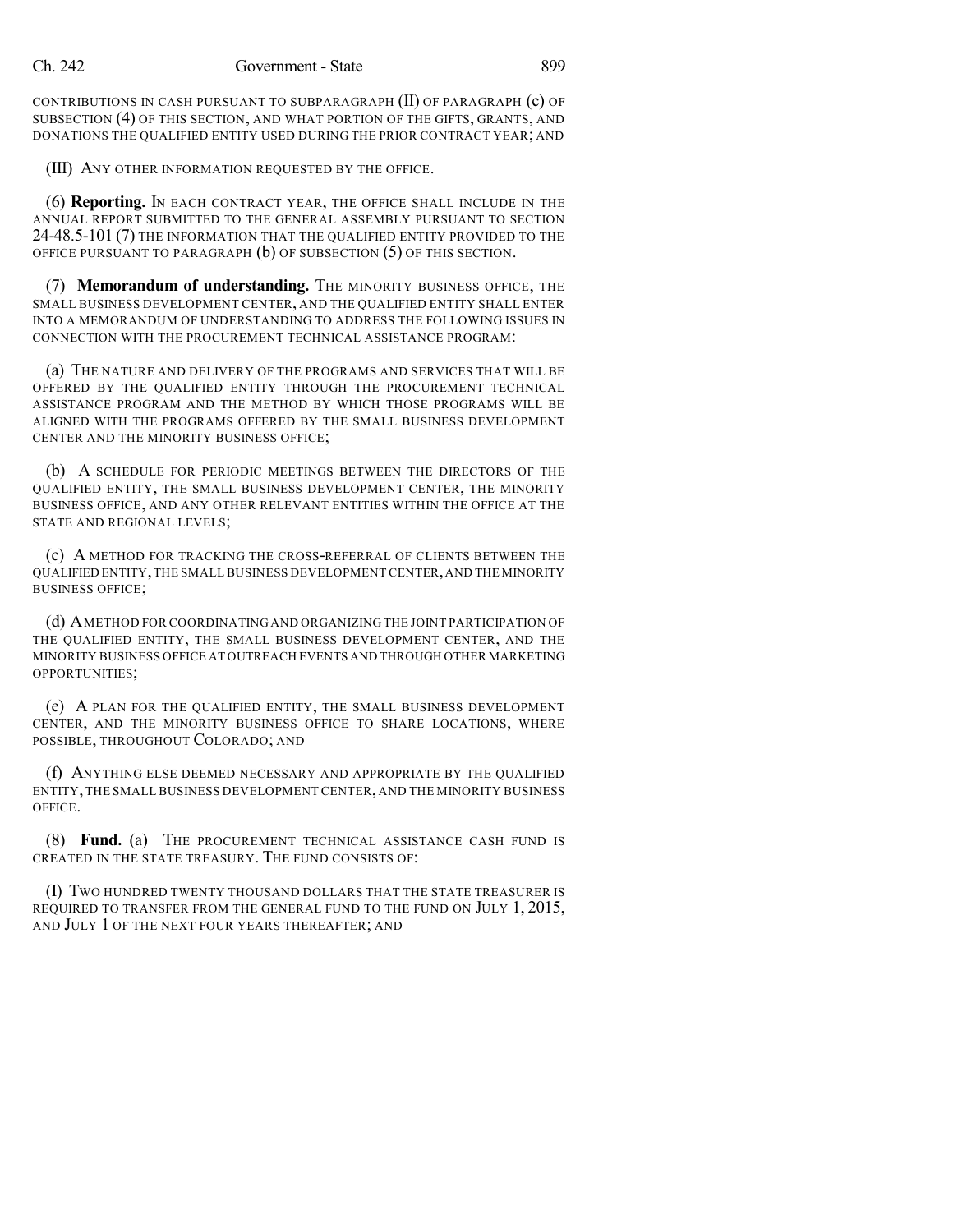CONTRIBUTIONS IN CASH PURSUANT TO SUBPARAGRAPH (II) OF PARAGRAPH (c) OF SUBSECTION (4) OF THIS SECTION, AND WHAT PORTION OF THE GIFTS, GRANTS, AND DONATIONS THE QUALIFIED ENTITY USED DURING THE PRIOR CONTRACT YEAR; AND

(III) ANY OTHER INFORMATION REQUESTED BY THE OFFICE.

(6) **Reporting.** IN EACH CONTRACT YEAR, THE OFFICE SHALL INCLUDE IN THE ANNUAL REPORT SUBMITTED TO THE GENERAL ASSEMBLY PURSUANT TO SECTION 24-48.5-101 (7) THE INFORMATION THAT THE QUALIFIED ENTITY PROVIDED TO THE OFFICE PURSUANT TO PARAGRAPH (b) OF SUBSECTION (5) OF THIS SECTION.

(7) **Memorandum of understanding.** THE MINORITY BUSINESS OFFICE, THE SMALL BUSINESS DEVELOPMENT CENTER, AND THE QUALIFIED ENTITY SHALL ENTER INTO A MEMORANDUM OF UNDERSTANDING TO ADDRESS THE FOLLOWING ISSUES IN CONNECTION WITH THE PROCUREMENT TECHNICAL ASSISTANCE PROGRAM:

(a) THE NATURE AND DELIVERY OF THE PROGRAMS AND SERVICES THAT WILL BE OFFERED BY THE QUALIFIED ENTITY THROUGH THE PROCUREMENT TECHNICAL ASSISTANCE PROGRAM AND THE METHOD BY WHICH THOSE PROGRAMS WILL BE ALIGNED WITH THE PROGRAMS OFFERED BY THE SMALL BUSINESS DEVELOPMENT CENTER AND THE MINORITY BUSINESS OFFICE;

(b) A SCHEDULE FOR PERIODIC MEETINGS BETWEEN THE DIRECTORS OF THE QUALIFIED ENTITY, THE SMALL BUSINESS DEVELOPMENT CENTER, THE MINORITY BUSINESS OFFICE, AND ANY OTHER RELEVANT ENTITIES WITHIN THE OFFICE AT THE STATE AND REGIONAL LEVELS;

(c) A METHOD FOR TRACKING THE CROSS-REFERRAL OF CLIENTS BETWEEN THE QUALIFIED ENTITY, THE SMALL BUSINESS DEVELOPMENT CENTER, AND THE MINORITY BUSINESS OFFICE;

(d) A METHOD FOR COORDINATING AND ORGANIZING THE JOINT PARTICIPATION OF THE QUALIFIED ENTITY, THE SMALL BUSINESS DEVELOPMENT CENTER, AND THE MINORITY BUSINESS OFFICE AT OUTREACH EVENTS AND THROUGH OTHER MARKETING OPPORTUNITIES;

(e) A PLAN FOR THE QUALIFIED ENTITY, THE SMALL BUSINESS DEVELOPMENT CENTER, AND THE MINORITY BUSINESS OFFICE TO SHARE LOCATIONS, WHERE POSSIBLE, THROUGHOUT COLORADO; AND

(f) ANYTHING ELSE DEEMED NECESSARY AND APPROPRIATE BY THE QUALIFIED ENTITY, THE SMALL BUSINESS DEVELOPMENT CENTER, AND THE MINORITY BUSINESS OFFICE.

(8) **Fund.** (a) THE PROCUREMENT TECHNICAL ASSISTANCE CASH FUND IS CREATED IN THE STATE TREASURY. THE FUND CONSISTS OF:

(I) TWO HUNDRED TWENTY THOUSAND DOLLARS THAT THE STATE TREASURER IS REQUIRED TO TRANSFER FROM THE GENERAL FUND TO THE FUND ON JULY 1, 2015, AND JULY 1 OF THE NEXT FOUR YEARS THEREAFTER; AND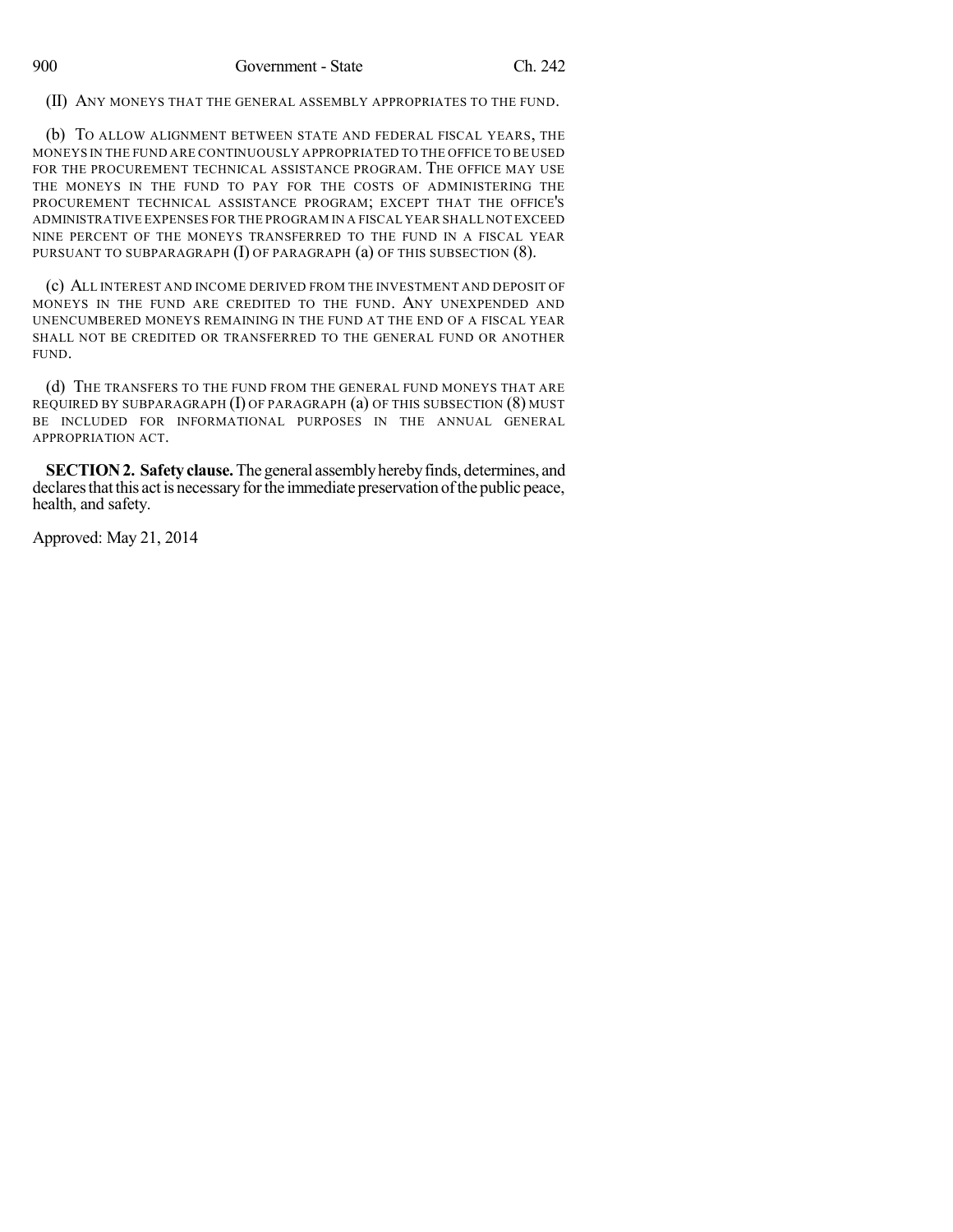(II) ANY MONEYS THAT THE GENERAL ASSEMBLY APPROPRIATES TO THE FUND.

(b) TO ALLOW ALIGNMENT BETWEEN STATE AND FEDERAL FISCAL YEARS, THE MONEYS IN THE FUND ARE CONTINUOUSLY APPROPRIATED TO THE OFFICE TO BE USED FOR THE PROCUREMENT TECHNICAL ASSISTANCE PROGRAM. THE OFFICE MAY USE THE MONEYS IN THE FUND TO PAY FOR THE COSTS OF ADMINISTERING THE PROCUREMENT TECHNICAL ASSISTANCE PROGRAM; EXCEPT THAT THE OFFICE'S ADMINISTRATIVE EXPENSES FOR THE PROGRAM IN A FISCAL YEAR SHALL NOT EXCEED NINE PERCENT OF THE MONEYS TRANSFERRED TO THE FUND IN A FISCAL YEAR PURSUANT TO SUBPARAGRAPH (I) OF PARAGRAPH (a) OF THIS SUBSECTION (8).

(c) ALL INTEREST AND INCOME DERIVED FROM THE INVESTMENT AND DEPOSIT OF MONEYS IN THE FUND ARE CREDITED TO THE FUND. ANY UNEXPENDED AND UNENCUMBERED MONEYS REMAINING IN THE FUND AT THE END OF A FISCAL YEAR SHALL NOT BE CREDITED OR TRANSFERRED TO THE GENERAL FUND OR ANOTHER FUND.

(d) THE TRANSFERS TO THE FUND FROM THE GENERAL FUND MONEYS THAT ARE REQUIRED BY SUBPARAGRAPH (I) OF PARAGRAPH (a) OF THIS SUBSECTION (8) MUST BE INCLUDED FOR INFORMATIONAL PURPOSES IN THE ANNUAL GENERAL APPROPRIATION ACT.

**SECTION 2. Safety clause.** The general assembly hereby finds, determines, and declares that this act is necessary for the immediate preservation of the public peace, health, and safety.

Approved: May 21, 2014